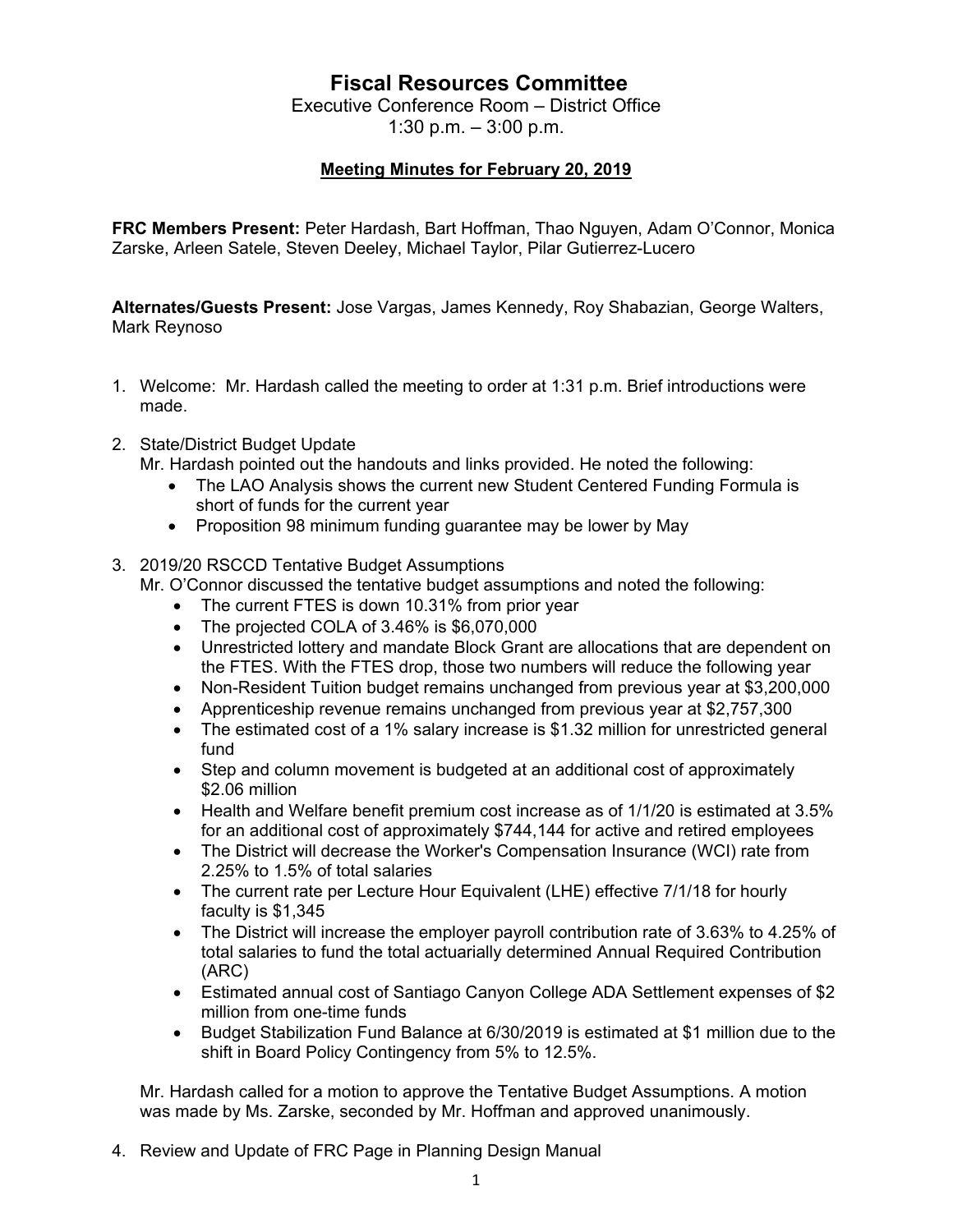# Fiscal Resources Committee

Executive Conference Room – District Office
1:30 p.m. – 3:00 p.m.

**Meeting Minutes for February 20, 2019**

**FRC Members Present:** Peter Hardash, Bart Hoffman, Thao Nguyen, Adam O'Connor, Monica Zarske, Arleen Satele, Steven Deeley, Michael Taylor, Pilar Gutierrez-Lucero

**Alternates/Guests Present:** Jose Vargas, James Kennedy, Roy Shabazian, George Walters, Mark Reynoso

1. Welcome: Mr. Hardash called the meeting to order at 1:31 p.m. Brief introductions were made.

2. State/District Budget Update
   Mr. Hardash pointed out the handouts and links provided. He noted the following:
   - The LAO Analysis shows the current new Student Centered Funding Formula is short of funds for the current year
   - Proposition 98 minimum funding guarantee may be lower by May

3. 2019/20 RSCCD Tentative Budget Assumptions
   Mr. O'Connor discussed the tentative budget assumptions and noted the following:
   - The current FTES is down 10.31% from prior year
   - The projected COLA of 3.46% is $6,070,000
   - Unrestricted lottery and mandate Block Grant are allocations that are dependent on the FTES. With the FTES drop, those two numbers will reduce the following year
   - Non-Resident Tuition budget remains unchanged from previous year at $3,200,000
   - Apprenticeship revenue remains unchanged from previous year at $2,757,300
   - The estimated cost of a 1% salary increase is $1.32 million for unrestricted general fund
   - Step and column movement is budgeted at an additional cost of approximately $2.06 million
   - Health and Welfare benefit premium cost increase as of 1/1/20 is estimated at 3.5% for an additional cost of approximately $744,144 for active and retired employees
   - The District will decrease the Worker's Compensation Insurance (WCI) rate from 2.25% to 1.5% of total salaries
   - The current rate per Lecture Hour Equivalent (LHE) effective 7/1/18 for hourly faculty is $1,345
   - The District will increase the employer payroll contribution rate of 3.63% to 4.25% of total salaries to fund the total actuarially determined Annual Required Contribution (ARC)
   - Estimated annual cost of Santiago Canyon College ADA Settlement expenses of $2 million from one-time funds
   - Budget Stabilization Fund Balance at 6/30/2019 is estimated at $1 million due to the shift in Board Policy Contingency from 5% to 12.5%.

   Mr. Hardash called for a motion to approve the Tentative Budget Assumptions. A motion was made by Ms. Zarske, seconded by Mr. Hoffman and approved unanimously.

4. Review and Update of FRC Page in Planning Design Manual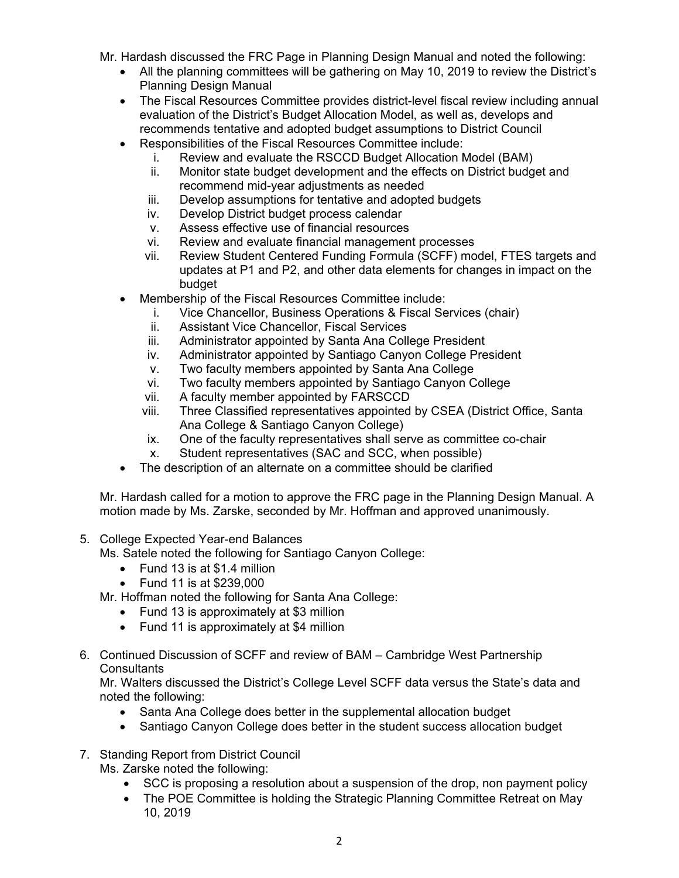Mr. Hardash discussed the FRC Page in Planning Design Manual and noted the following:

- All the planning committees will be gathering on May 10, 2019 to review the District's Planning Design Manual
- The Fiscal Resources Committee provides district-level fiscal review including annual evaluation of the District's Budget Allocation Model, as well as, develops and recommends tentative and adopted budget assumptions to District Council
- Responsibilities of the Fiscal Resources Committee include:
  i. Review and evaluate the RSCCD Budget Allocation Model (BAM)
  ii. Monitor state budget development and the effects on District budget and recommend mid-year adjustments as needed
  iii. Develop assumptions for tentative and adopted budgets
  iv. Develop District budget process calendar
  v. Assess effective use of financial resources
  vi. Review and evaluate financial management processes
  vii. Review Student Centered Funding Formula (SCFF) model, FTES targets and updates at P1 and P2, and other data elements for changes in impact on the budget
- Membership of the Fiscal Resources Committee include:
  i. Vice Chancellor, Business Operations & Fiscal Services (chair)
  ii. Assistant Vice Chancellor, Fiscal Services
  iii. Administrator appointed by Santa Ana College President
  iv. Administrator appointed by Santiago Canyon College President
  v. Two faculty members appointed by Santa Ana College
  vi. Two faculty members appointed by Santiago Canyon College
  vii. A faculty member appointed by FARSCCD
  viii. Three Classified representatives appointed by CSEA (District Office, Santa Ana College & Santiago Canyon College)
  ix. One of the faculty representatives shall serve as committee co-chair
  x. Student representatives (SAC and SCC, when possible)
- The description of an alternate on a committee should be clarified

Mr. Hardash called for a motion to approve the FRC page in the Planning Design Manual. A motion made by Ms. Zarske, seconded by Mr. Hoffman and approved unanimously.

5. College Expected Year-end Balances
   Ms. Satele noted the following for Santiago Canyon College:
   - Fund 13 is at $1.4 million
   - Fund 11 is at $239,000

   Mr. Hoffman noted the following for Santa Ana College:
   - Fund 13 is approximately at $3 million
   - Fund 11 is approximately at $4 million

6. Continued Discussion of SCFF and review of BAM – Cambridge West Partnership Consultants
   Mr. Walters discussed the District's College Level SCFF data versus the State's data and noted the following:
   - Santa Ana College does better in the supplemental allocation budget
   - Santiago Canyon College does better in the student success allocation budget

7. Standing Report from District Council
   Ms. Zarske noted the following:
   - SCC is proposing a resolution about a suspension of the drop, non payment policy
   - The POE Committee is holding the Strategic Planning Committee Retreat on May 10, 2019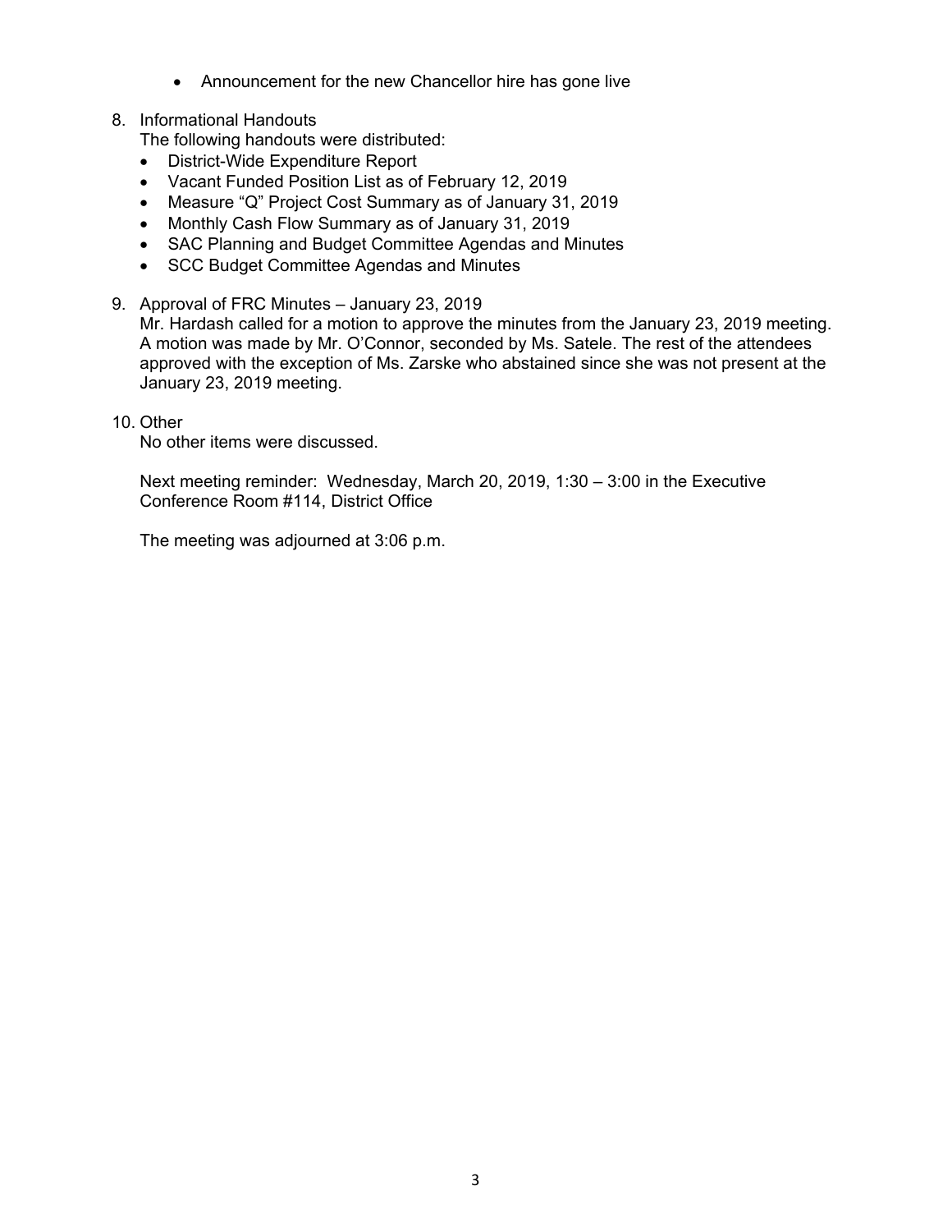- Announcement for the new Chancellor hire has gone live

8. Informational Handouts
   The following handouts were distributed:
   - District-Wide Expenditure Report
   - Vacant Funded Position List as of February 12, 2019
   - Measure "Q" Project Cost Summary as of January 31, 2019
   - Monthly Cash Flow Summary as of January 31, 2019
   - SAC Planning and Budget Committee Agendas and Minutes
   - SCC Budget Committee Agendas and Minutes

9. Approval of FRC Minutes – January 23, 2019
   Mr. Hardash called for a motion to approve the minutes from the January 23, 2019 meeting. A motion was made by Mr. O'Connor, seconded by Ms. Satele. The rest of the attendees approved with the exception of Ms. Zarske who abstained since she was not present at the January 23, 2019 meeting.

10. Other
    No other items were discussed.

    Next meeting reminder: Wednesday, March 20, 2019, 1:30 – 3:00 in the Executive Conference Room #114, District Office

    The meeting was adjourned at 3:06 p.m.